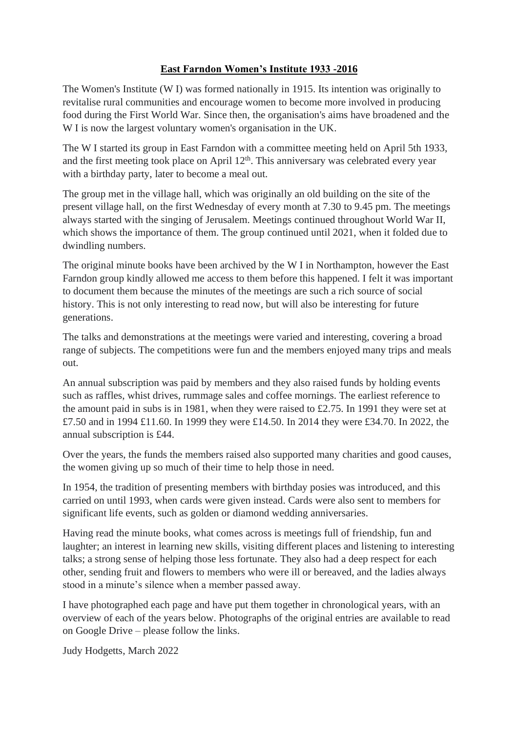# **East Farndon Women's Institute 1933 -2016**

The Women's Institute (W I) was formed nationally in 1915. Its intention was originally to revitalise rural communities and encourage women to become more involved in producing food during the First World War. Since then, the organisation's aims have broadened and the W I is now the largest voluntary women's organisation in the UK.

The W I started its group in East Farndon with a committee meeting held on April 5th 1933, and the first meeting took place on April 12th. This anniversary was celebrated every year with a birthday party, later to become a meal out.

The group met in the village hall, which was originally an old building on the site of the present village hall, on the first Wednesday of every month at 7.30 to 9.45 pm. The meetings always started with the singing of Jerusalem. Meetings continued throughout World War II, which shows the importance of them. The group continued until 2021, when it folded due to dwindling numbers.

The original minute books have been archived by the W I in Northampton, however the East Farndon group kindly allowed me access to them before this happened. I felt it was important to document them because the minutes of the meetings are such a rich source of social history. This is not only interesting to read now, but will also be interesting for future generations.

The talks and demonstrations at the meetings were varied and interesting, covering a broad range of subjects. The competitions were fun and the members enjoyed many trips and meals out.

An annual subscription was paid by members and they also raised funds by holding events such as raffles, whist drives, rummage sales and coffee mornings. The earliest reference to the amount paid in subs is in 1981, when they were raised to £2.75. In 1991 they were set at £7.50 and in 1994 £11.60. In 1999 they were £14.50. In 2014 they were £34.70. In 2022, the annual subscription is £44.

Over the years, the funds the members raised also supported many charities and good causes, the women giving up so much of their time to help those in need.

In 1954, the tradition of presenting members with birthday posies was introduced, and this carried on until 1993, when cards were given instead. Cards were also sent to members for significant life events, such as golden or diamond wedding anniversaries.

Having read the minute books, what comes across is meetings full of friendship, fun and laughter; an interest in learning new skills, visiting different places and listening to interesting talks; a strong sense of helping those less fortunate. They also had a deep respect for each other, sending fruit and flowers to members who were ill or bereaved, and the ladies always stood in a minute's silence when a member passed away.

I have photographed each page and have put them together in chronological years, with an overview of each of the years below. Photographs of the original entries are available to read on Google Drive – please follow the links.

Judy Hodgetts, March 2022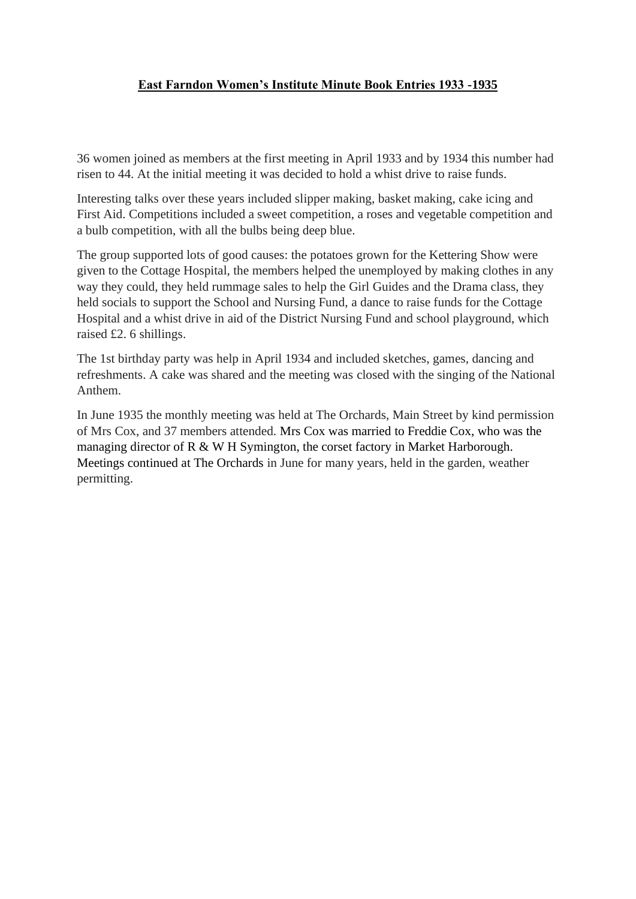## East Farndon Women's Institute Minute Book Entries 1933 -1935

36 women joined as members at the first meeting in April 1933 and by 1934 this number had risen to 44. At the initial meeting it was decided to hold a whist drive to raise funds.

Interesting talks over these years included slipper making, basket making, cake icing and First Aid. Competitions included a sweet competition, a roses and vegetable competition and a bulb competition, with all the bulbs being deep blue.

The group supported lots of good causes: the potatoes grown for the Kettering Show were given to the Cottage Hospital, the members helped the unemployed by making clothes in any way they could, they held rummage sales to help the Girl Guides and the Drama class, they held socials to support the School and Nursing Fund, a dance to raise funds for the Cottage Hospital and a whist drive in aid of the District Nursing Fund and school playground, which raised £2. 6 shillings.

The 1st birthday party was help in April 1934 and included sketches, games, dancing and refreshments. A cake was shared and the meeting was closed with the singing of the National Anthem.

In June 1935 the monthly meeting was held at The Orchards, Main Street by kind permission of Mrs Cox, and 37 members attended. Mrs Cox was married to Freddie Cox, who was the managing director of R & W H Symington, the corset factory in Market Harborough. Meetings continued at The Orchards in June for many years, held in the garden, weather permitting.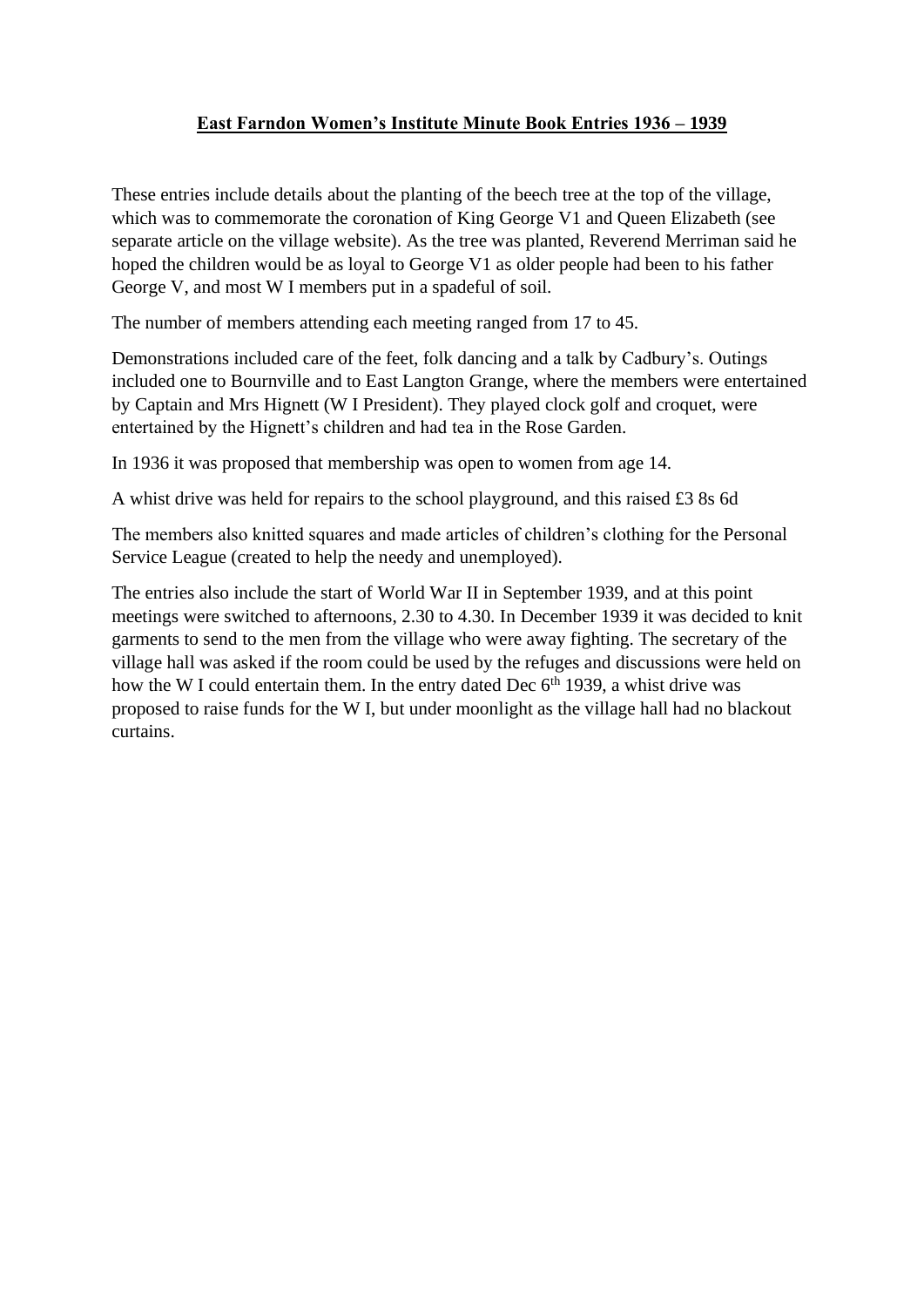## East Farndon Women's Institute Minute Book Entries 1936 – 1939

These entries include details about the planting of the beech tree at the top of the village, which was to commemorate the coronation of King George V1 and Queen Elizabeth (see separate article on the village website). As the tree was planted, Reverend Merriman said he hoped the children would be as loyal to George V1 as older people had been to his father George V, and most W I members put in a spadeful of soil.

The number of members attending each meeting ranged from 17 to 45.

Demonstrations included care of the feet, folk dancing and a talk by Cadbury's. Outings included one to Bournville and to East Langton Grange, where the members were entertained by Captain and Mrs Hignett (W I President). They played clock golf and croquet, were entertained by the Hignett's children and had tea in the Rose Garden.

In 1936 it was proposed that membership was open to women from age 14.

A whist drive was held for repairs to the school playground, and this raised £3 8s 6d

The members also knitted squares and made articles of children's clothing for the Personal Service League (created to help the needy and unemployed).

The entries also include the start of World War II in September 1939, and at this point meetings were switched to afternoons, 2.30 to 4.30. In December 1939 it was decided to knit garments to send to the men from the village who were away fighting. The secretary of the village hall was asked if the room could be used by the refuges and discussions were held on how the W I could entertain them. In the entry dated Dec 6th 1939, a whist drive was proposed to raise funds for the W I, but under moonlight as the village hall had no blackout curtains.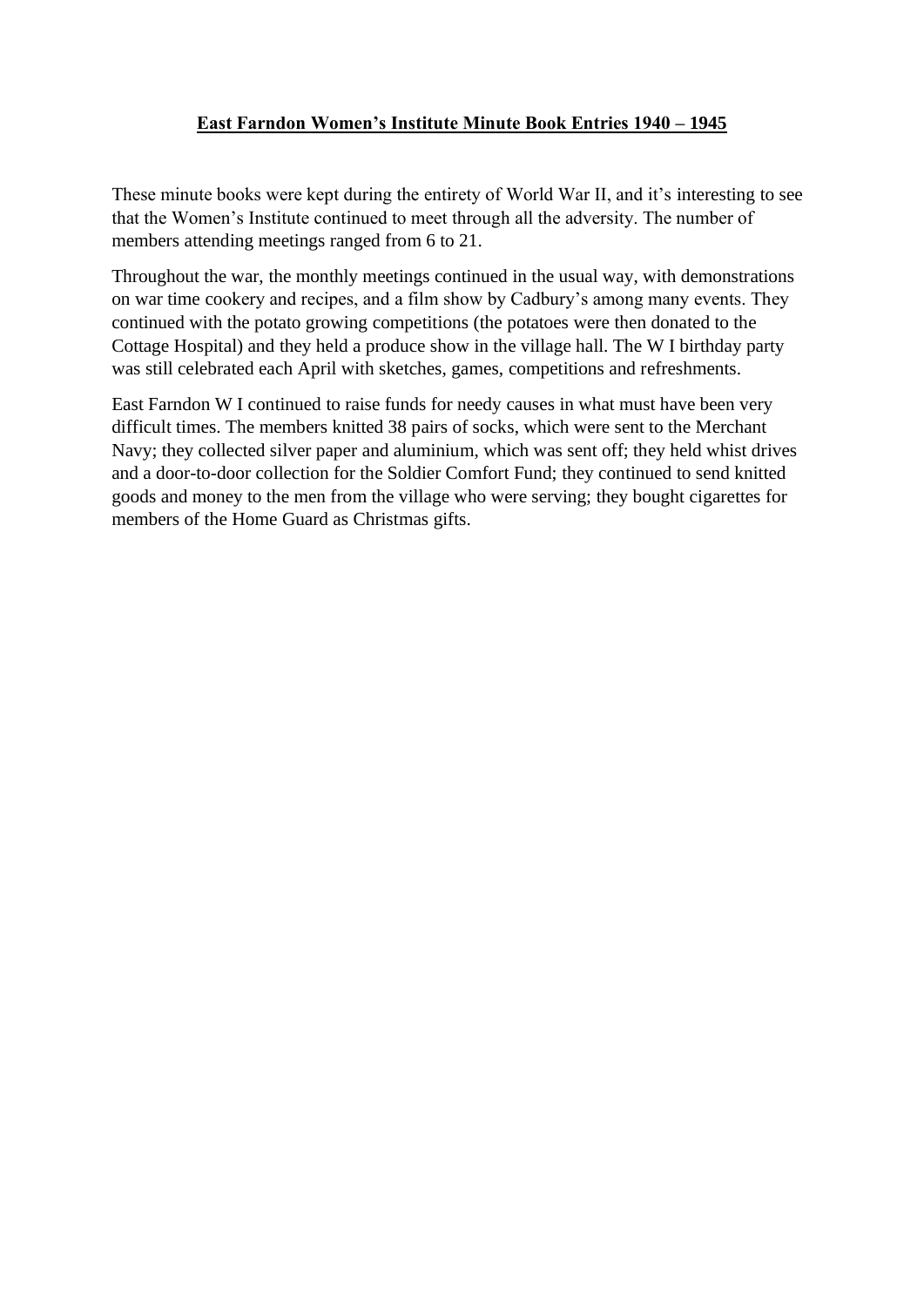## East Farndon Women's Institute Minute Book Entries 1940 – 1945

These minute books were kept during the entirety of World War II, and it's interesting to see that the Women's Institute continued to meet through all the adversity. The number of members attending meetings ranged from 6 to 21.

Throughout the war, the monthly meetings continued in the usual way, with demonstrations on war time cookery and recipes, and a film show by Cadbury's among many events. They continued with the potato growing competitions (the potatoes were then donated to the Cottage Hospital) and they held a produce show in the village hall. The W I birthday party was still celebrated each April with sketches, games, competitions and refreshments.

East Farndon W I continued to raise funds for needy causes in what must have been very difficult times. The members knitted 38 pairs of socks, which were sent to the Merchant Navy; they collected silver paper and aluminium, which was sent off; they held whist drives and a door-to-door collection for the Soldier Comfort Fund; they continued to send knitted goods and money to the men from the village who were serving; they bought cigarettes for members of the Home Guard as Christmas gifts.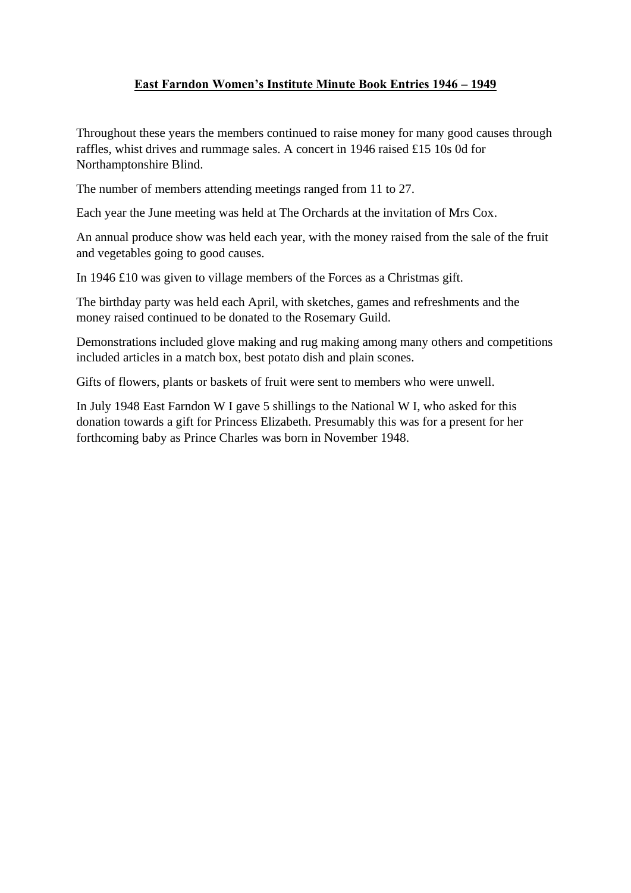## **East Farndon Women's Institute Minute Book Entries 1946 – 1949**

Throughout these years the members continued to raise money for many good causes through raffles, whist drives and rummage sales. A concert in 1946 raised £15 10s 0d for Northamptonshire Blind.

The number of members attending meetings ranged from 11 to 27.

Each year the June meeting was held at The Orchards at the invitation of Mrs Cox.

An annual produce show was held each year, with the money raised from the sale of the fruit and vegetables going to good causes.

In 1946 £10 was given to village members of the Forces as a Christmas gift.

The birthday party was held each April, with sketches, games and refreshments and the money raised continued to be donated to the Rosemary Guild.

Demonstrations included glove making and rug making among many others and competitions included articles in a match box, best potato dish and plain scones.

Gifts of flowers, plants or baskets of fruit were sent to members who were unwell.

In July 1948 East Farndon W I gave 5 shillings to the National W I, who asked for this donation towards a gift for Princess Elizabeth. Presumably this was for a present for her forthcoming baby as Prince Charles was born in November 1948.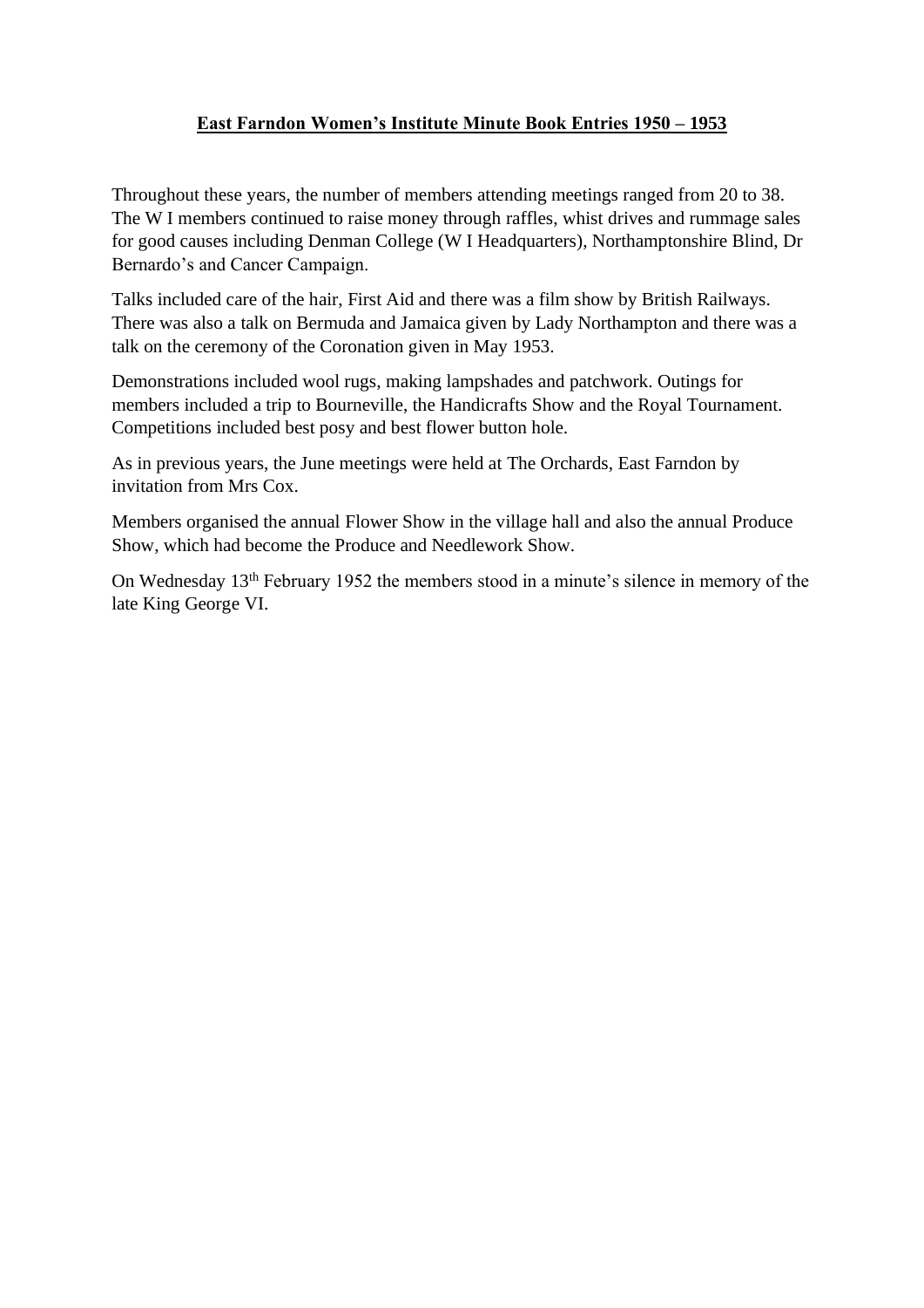## **East Farndon Women's Institute Minute Book Entries 1950 – 1953**

Throughout these years, the number of members attending meetings ranged from 20 to 38. The W I members continued to raise money through raffles, whist drives and rummage sales for good causes including Denman College (W I Headquarters), Northamptonshire Blind, Dr Bernardo's and Cancer Campaign.

Talks included care of the hair, First Aid and there was a film show by British Railways. There was also a talk on Bermuda and Jamaica given by Lady Northampton and there was a talk on the ceremony of the Coronation given in May 1953.

Demonstrations included wool rugs, making lampshades and patchwork. Outings for members included a trip to Bourneville, the Handicrafts Show and the Royal Tournament. Competitions included best posy and best flower button hole.

As in previous years, the June meetings were held at The Orchards, East Farndon by invitation from Mrs Cox.

Members organised the annual Flower Show in the village hall and also the annual Produce Show, which had become the Produce and Needlework Show.

On Wednesday 13th February 1952 the members stood in a minute's silence in memory of the late King George VI.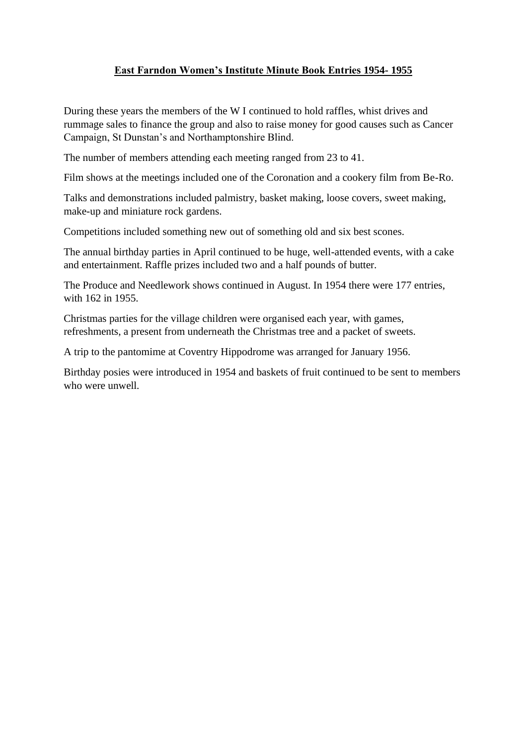**East Farndon Women's Institute Minute Book Entries 1954- 1955**

During these years the members of the W I continued to hold raffles, whist drives and rummage sales to finance the group and also to raise money for good causes such as Cancer Campaign, St Dunstan's and Northamptonshire Blind.

The number of members attending each meeting ranged from 23 to 41.

Film shows at the meetings included one of the Coronation and a cookery film from Be-Ro.

Talks and demonstrations included palmistry, basket making, loose covers, sweet making, make-up and miniature rock gardens.

Competitions included something new out of something old and six best scones.

The annual birthday parties in April continued to be huge, well-attended events, with a cake and entertainment. Raffle prizes included two and a half pounds of butter.

The Produce and Needlework shows continued in August. In 1954 there were 177 entries, with 162 in 1955.

Christmas parties for the village children were organised each year, with games, refreshments, a present from underneath the Christmas tree and a packet of sweets.

A trip to the pantomime at Coventry Hippodrome was arranged for January 1956.

Birthday posies were introduced in 1954 and baskets of fruit continued to be sent to members who were unwell.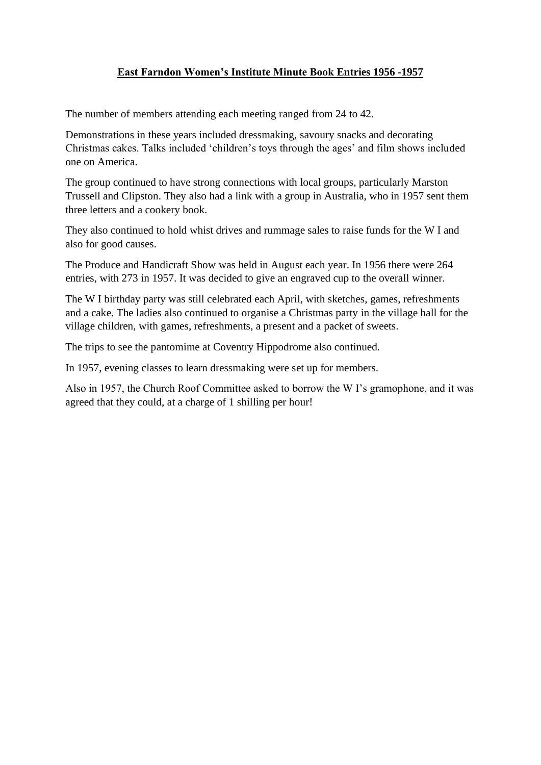# East Farndon Women's Institute Minute Book Entries 1956 -1957

The number of members attending each meeting ranged from 24 to 42.

Demonstrations in these years included dressmaking, savoury snacks and decorating Christmas cakes. Talks included 'children's toys through the ages' and film shows included one on America.

The group continued to have strong connections with local groups, particularly Marston Trussell and Clipston. They also had a link with a group in Australia, who in 1957 sent them three letters and a cookery book.

They also continued to hold whist drives and rummage sales to raise funds for the W I and also for good causes.

The Produce and Handicraft Show was held in August each year. In 1956 there were 264 entries, with 273 in 1957. It was decided to give an engraved cup to the overall winner.

The W I birthday party was still celebrated each April, with sketches, games, refreshments and a cake. The ladies also continued to organise a Christmas party in the village hall for the village children, with games, refreshments, a present and a packet of sweets.

The trips to see the pantomime at Coventry Hippodrome also continued.

In 1957, evening classes to learn dressmaking were set up for members.

Also in 1957, the Church Roof Committee asked to borrow the W I's gramophone, and it was agreed that they could, at a charge of 1 shilling per hour!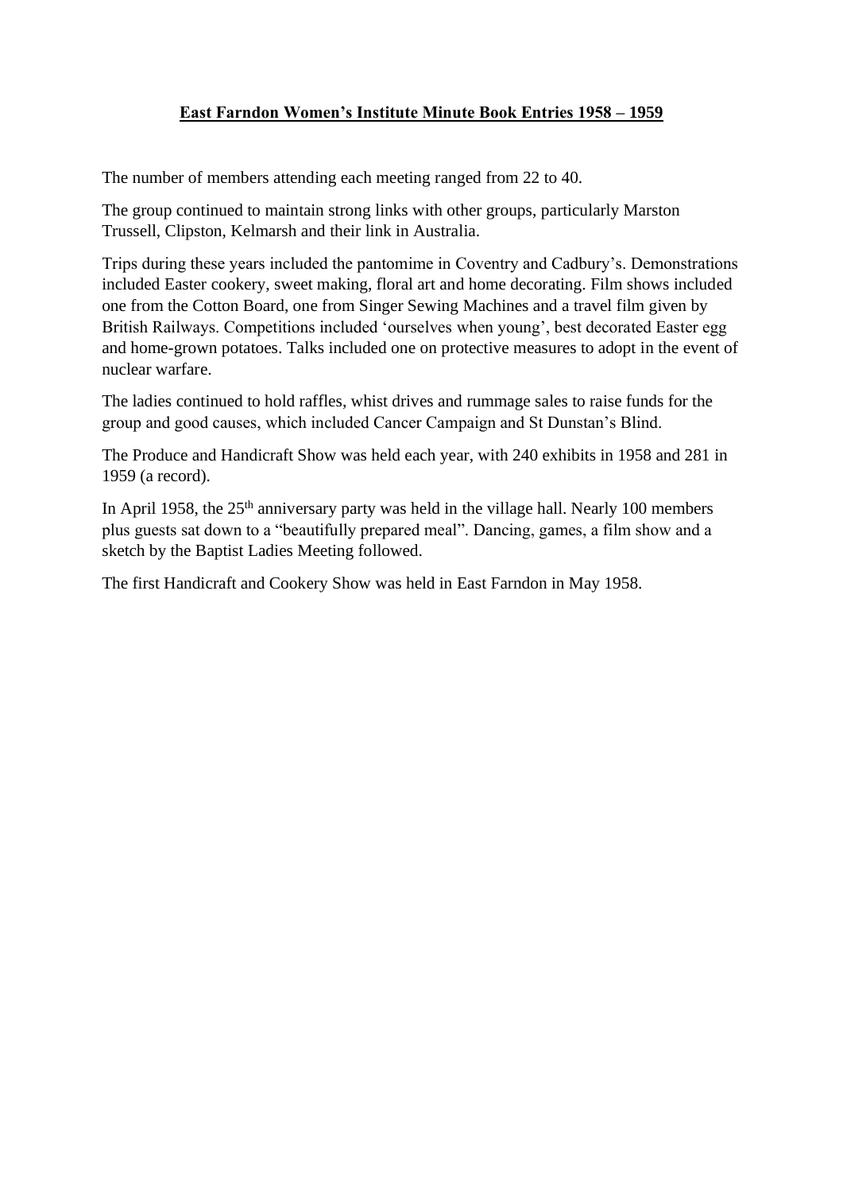# **East Farndon Women's Institute Minute Book Entries 1958 – 1959**

The number of members attending each meeting ranged from 22 to 40.

The group continued to maintain strong links with other groups, particularly Marston Trussell, Clipston, Kelmarsh and their link in Australia.

Trips during these years included the pantomime in Coventry and Cadbury's. Demonstrations included Easter cookery, sweet making, floral art and home decorating. Film shows included one from the Cotton Board, one from Singer Sewing Machines and a travel film given by British Railways. Competitions included 'ourselves when young', best decorated Easter egg and home-grown potatoes. Talks included one on protective measures to adopt in the event of nuclear warfare.

The ladies continued to hold raffles, whist drives and rummage sales to raise funds for the group and good causes, which included Cancer Campaign and St Dunstan's Blind.

The Produce and Handicraft Show was held each year, with 240 exhibits in 1958 and 281 in 1959 (a record).

In April 1958, the 25th anniversary party was held in the village hall. Nearly 100 members plus guests sat down to a "beautifully prepared meal". Dancing, games, a film show and a sketch by the Baptist Ladies Meeting followed.

The first Handicraft and Cookery Show was held in East Farndon in May 1958.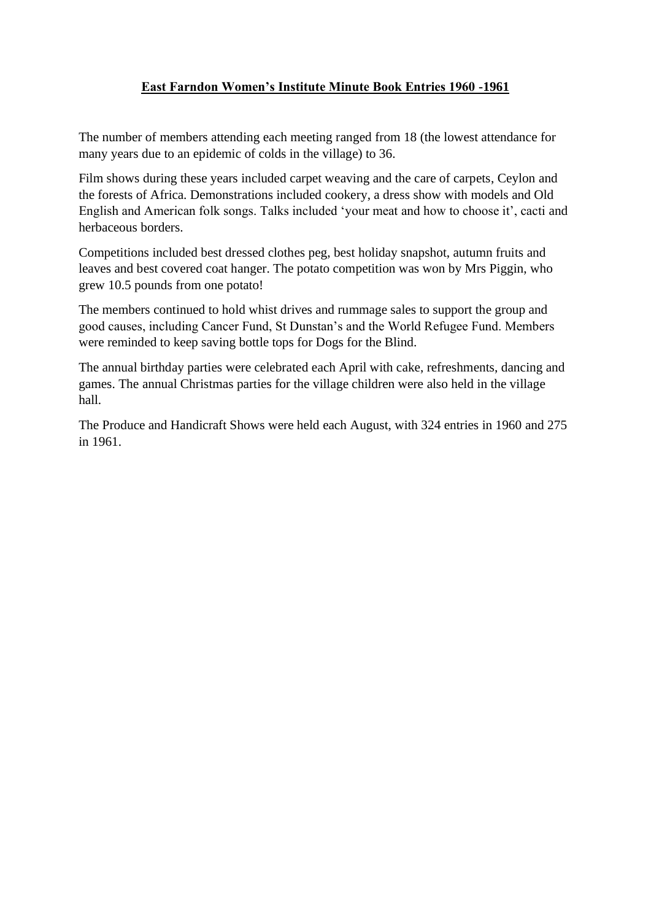**East Farndon Women's Institute Minute Book Entries 1960 -1961**

The number of members attending each meeting ranged from 18 (the lowest attendance for many years due to an epidemic of colds in the village) to 36.

Film shows during these years included carpet weaving and the care of carpets, Ceylon and the forests of Africa. Demonstrations included cookery, a dress show with models and Old English and American folk songs. Talks included 'your meat and how to choose it', cacti and herbaceous borders.

Competitions included best dressed clothes peg, best holiday snapshot, autumn fruits and leaves and best covered coat hanger. The potato competition was won by Mrs Piggin, who grew 10.5 pounds from one potato!

The members continued to hold whist drives and rummage sales to support the group and good causes, including Cancer Fund, St Dunstan's and the World Refugee Fund. Members were reminded to keep saving bottle tops for Dogs for the Blind.

The annual birthday parties were celebrated each April with cake, refreshments, dancing and games. The annual Christmas parties for the village children were also held in the village hall.

The Produce and Handicraft Shows were held each August, with 324 entries in 1960 and 275 in 1961.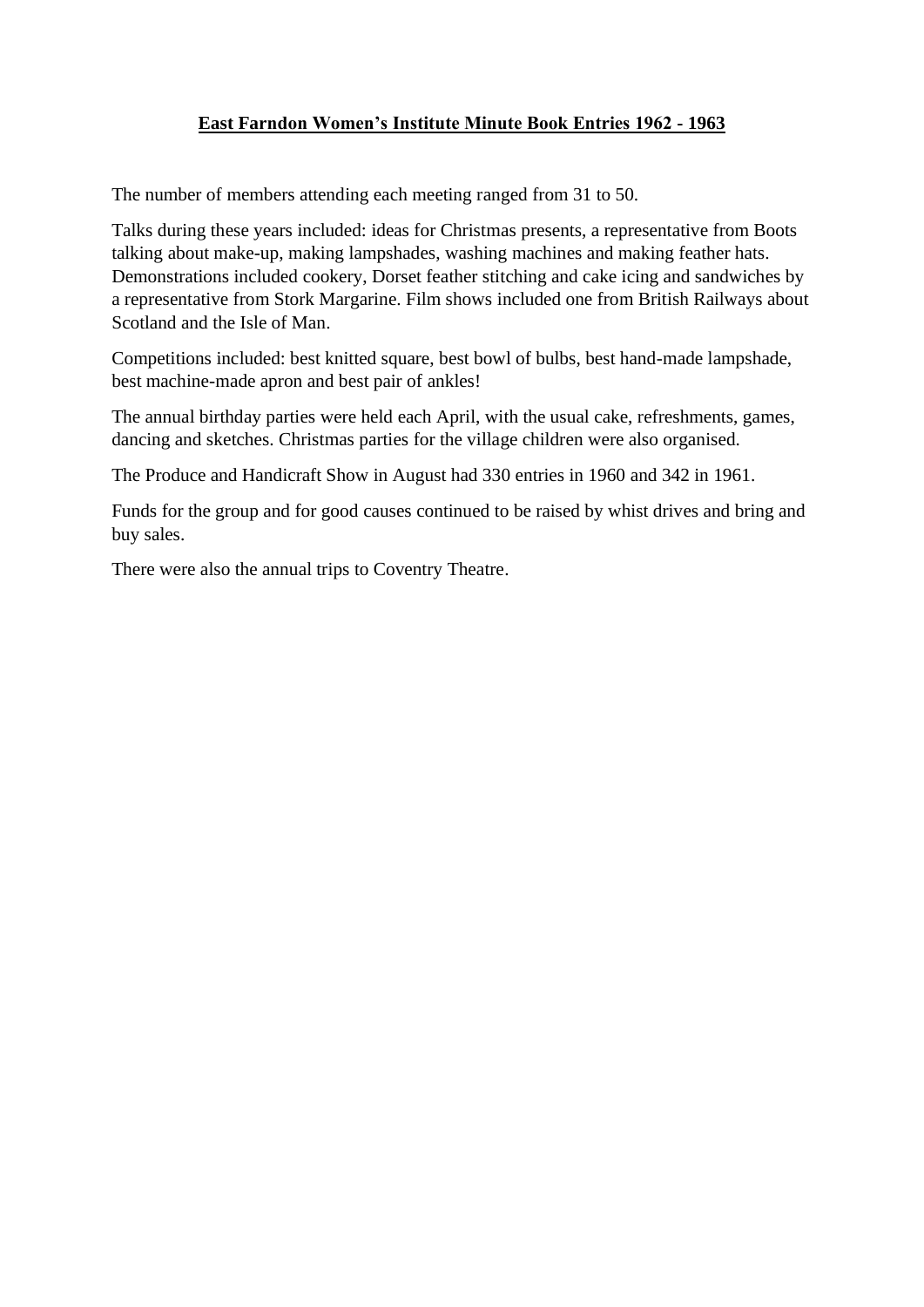## East Farndon Women's Institute Minute Book Entries 1962 - 1963

The number of members attending each meeting ranged from 31 to 50.

Talks during these years included: ideas for Christmas presents, a representative from Boots talking about make-up, making lampshades, washing machines and making feather hats. Demonstrations included cookery, Dorset feather stitching and cake icing and sandwiches by a representative from Stork Margarine. Film shows included one from British Railways about Scotland and the Isle of Man.

Competitions included: best knitted square, best bowl of bulbs, best hand-made lampshade, best machine-made apron and best pair of ankles!

The annual birthday parties were held each April, with the usual cake, refreshments, games, dancing and sketches. Christmas parties for the village children were also organised.

The Produce and Handicraft Show in August had 330 entries in 1960 and 342 in 1961.

Funds for the group and for good causes continued to be raised by whist drives and bring and buy sales.

There were also the annual trips to Coventry Theatre.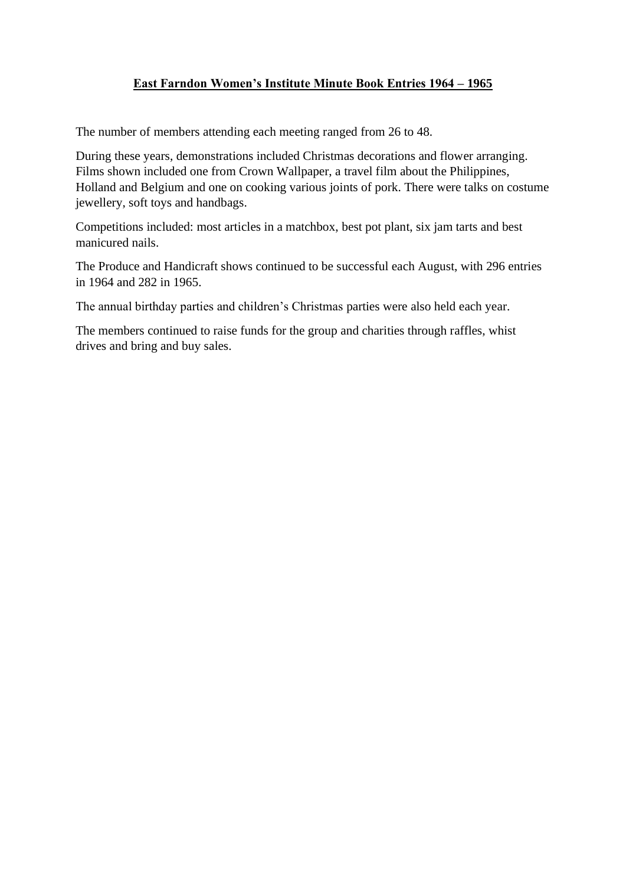# **East Farndon Women's Institute Minute Book Entries 1964 – 1965**

The number of members attending each meeting ranged from 26 to 48.

During these years, demonstrations included Christmas decorations and flower arranging. Films shown included one from Crown Wallpaper, a travel film about the Philippines, Holland and Belgium and one on cooking various joints of pork. There were talks on costume jewellery, soft toys and handbags.

Competitions included: most articles in a matchbox, best pot plant, six jam tarts and best manicured nails.

The Produce and Handicraft shows continued to be successful each August, with 296 entries in 1964 and 282 in 1965.

The annual birthday parties and children's Christmas parties were also held each year.

The members continued to raise funds for the group and charities through raffles, whist drives and bring and buy sales.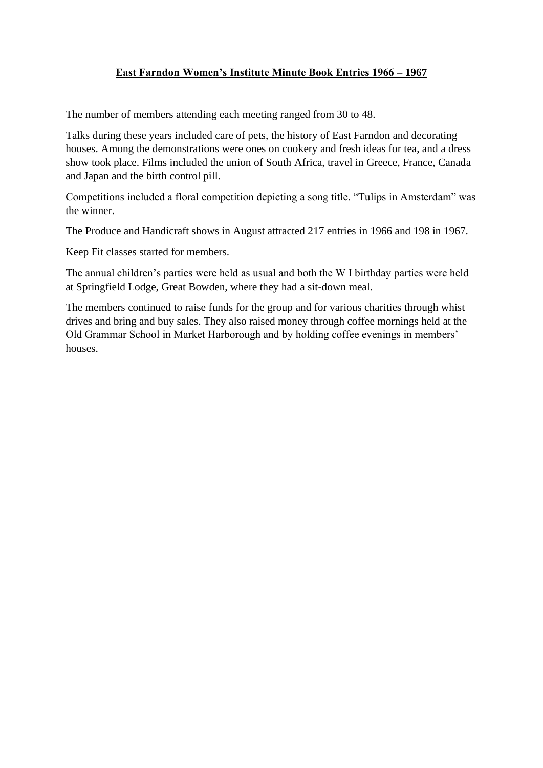## East Farndon Women's Institute Minute Book Entries 1966 – 1967

The number of members attending each meeting ranged from 30 to 48.

Talks during these years included care of pets, the history of East Farndon and decorating houses. Among the demonstrations were ones on cookery and fresh ideas for tea, and a dress show took place. Films included the union of South Africa, travel in Greece, France, Canada and Japan and the birth control pill.

Competitions included a floral competition depicting a song title. "Tulips in Amsterdam" was the winner.

The Produce and Handicraft shows in August attracted 217 entries in 1966 and 198 in 1967.

Keep Fit classes started for members.

The annual children's parties were held as usual and both the W I birthday parties were held at Springfield Lodge, Great Bowden, where they had a sit-down meal.

The members continued to raise funds for the group and for various charities through whist drives and bring and buy sales. They also raised money through coffee mornings held at the Old Grammar School in Market Harborough and by holding coffee evenings in members' houses.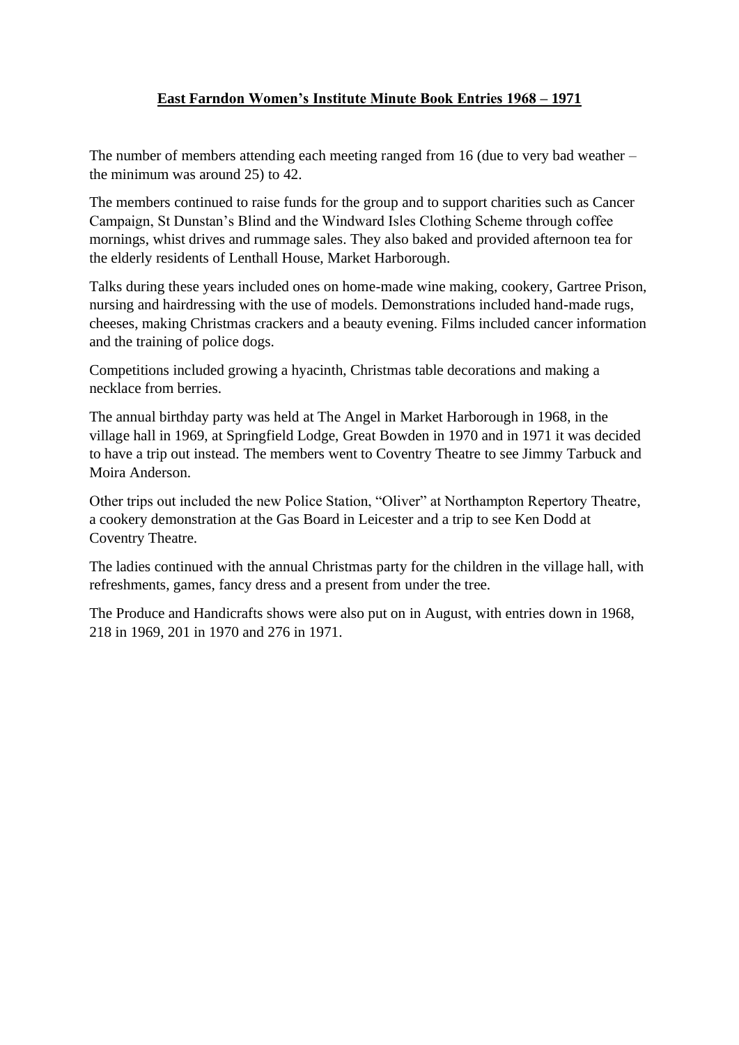# **East Farndon Women's Institute Minute Book Entries 1968 – 1971**

The number of members attending each meeting ranged from 16 (due to very bad weather – the minimum was around 25) to 42.

The members continued to raise funds for the group and to support charities such as Cancer Campaign, St Dunstan's Blind and the Windward Isles Clothing Scheme through coffee mornings, whist drives and rummage sales. They also baked and provided afternoon tea for the elderly residents of Lenthall House, Market Harborough.

Talks during these years included ones on home-made wine making, cookery, Gartree Prison, nursing and hairdressing with the use of models. Demonstrations included hand-made rugs, cheeses, making Christmas crackers and a beauty evening. Films included cancer information and the training of police dogs.

Competitions included growing a hyacinth, Christmas table decorations and making a necklace from berries.

The annual birthday party was held at The Angel in Market Harborough in 1968, in the village hall in 1969, at Springfield Lodge, Great Bowden in 1970 and in 1971 it was decided to have a trip out instead. The members went to Coventry Theatre to see Jimmy Tarbuck and Moira Anderson.

Other trips out included the new Police Station, "Oliver" at Northampton Repertory Theatre, a cookery demonstration at the Gas Board in Leicester and a trip to see Ken Dodd at Coventry Theatre.

The ladies continued with the annual Christmas party for the children in the village hall, with refreshments, games, fancy dress and a present from under the tree.

The Produce and Handicrafts shows were also put on in August, with entries down in 1968, 218 in 1969, 201 in 1970 and 276 in 1971.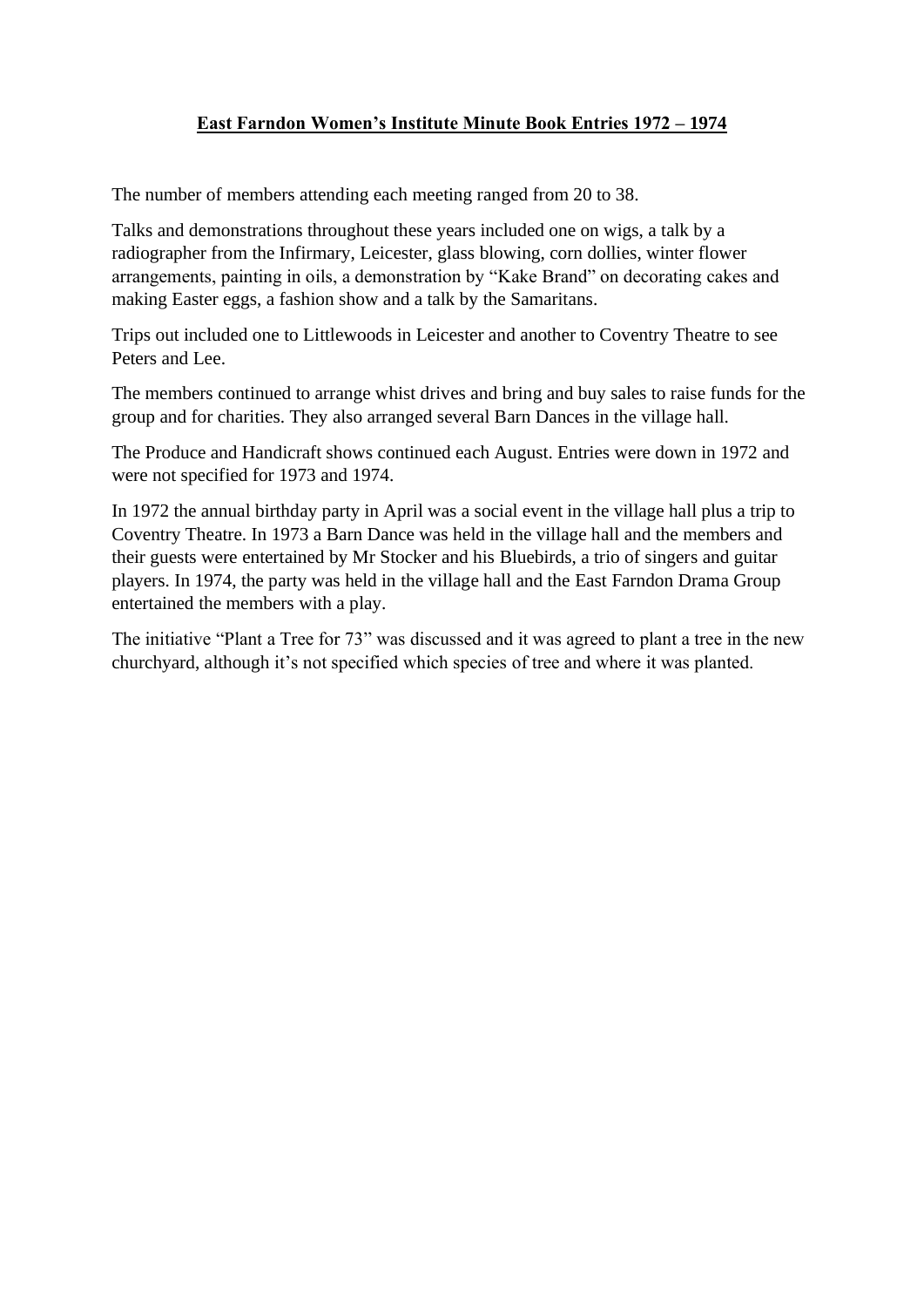# East Farndon Women's Institute Minute Book Entries 1972 – 1974

The number of members attending each meeting ranged from 20 to 38.

Talks and demonstrations throughout these years included one on wigs, a talk by a radiographer from the Infirmary, Leicester, glass blowing, corn dollies, winter flower arrangements, painting in oils, a demonstration by "Kake Brand" on decorating cakes and making Easter eggs, a fashion show and a talk by the Samaritans.

Trips out included one to Littlewoods in Leicester and another to Coventry Theatre to see Peters and Lee.

The members continued to arrange whist drives and bring and buy sales to raise funds for the group and for charities. They also arranged several Barn Dances in the village hall.

The Produce and Handicraft shows continued each August. Entries were down in 1972 and were not specified for 1973 and 1974.

In 1972 the annual birthday party in April was a social event in the village hall plus a trip to Coventry Theatre. In 1973 a Barn Dance was held in the village hall and the members and their guests were entertained by Mr Stocker and his Bluebirds, a trio of singers and guitar players. In 1974, the party was held in the village hall and the East Farndon Drama Group entertained the members with a play.

The initiative "Plant a Tree for 73" was discussed and it was agreed to plant a tree in the new churchyard, although it's not specified which species of tree and where it was planted.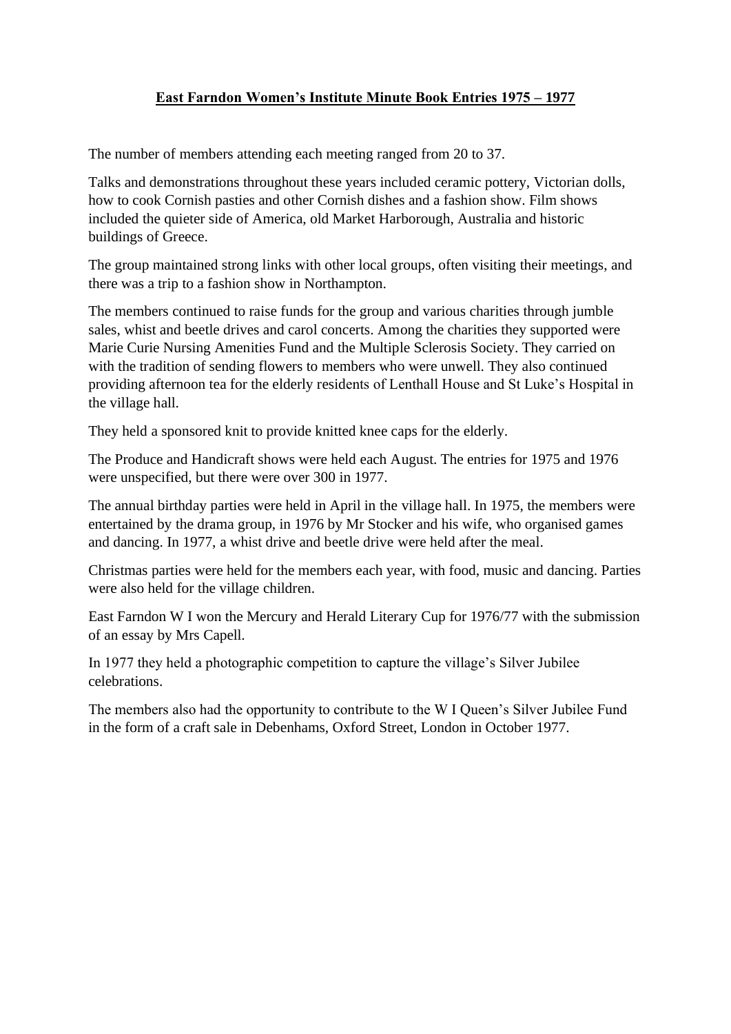# East Farndon Women's Institute Minute Book Entries 1975 – 1977

The number of members attending each meeting ranged from 20 to 37.

Talks and demonstrations throughout these years included ceramic pottery, Victorian dolls, how to cook Cornish pasties and other Cornish dishes and a fashion show. Film shows included the quieter side of America, old Market Harborough, Australia and historic buildings of Greece.

The group maintained strong links with other local groups, often visiting their meetings, and there was a trip to a fashion show in Northampton.

The members continued to raise funds for the group and various charities through jumble sales, whist and beetle drives and carol concerts. Among the charities they supported were Marie Curie Nursing Amenities Fund and the Multiple Sclerosis Society. They carried on with the tradition of sending flowers to members who were unwell. They also continued providing afternoon tea for the elderly residents of Lenthall House and St Luke's Hospital in the village hall.

They held a sponsored knit to provide knitted knee caps for the elderly.

The Produce and Handicraft shows were held each August. The entries for 1975 and 1976 were unspecified, but there were over 300 in 1977.

The annual birthday parties were held in April in the village hall. In 1975, the members were entertained by the drama group, in 1976 by Mr Stocker and his wife, who organised games and dancing. In 1977, a whist drive and beetle drive were held after the meal.

Christmas parties were held for the members each year, with food, music and dancing. Parties were also held for the village children.

East Farndon W I won the Mercury and Herald Literary Cup for 1976/77 with the submission of an essay by Mrs Capell.

In 1977 they held a photographic competition to capture the village's Silver Jubilee celebrations.

The members also had the opportunity to contribute to the W I Queen's Silver Jubilee Fund in the form of a craft sale in Debenhams, Oxford Street, London in October 1977.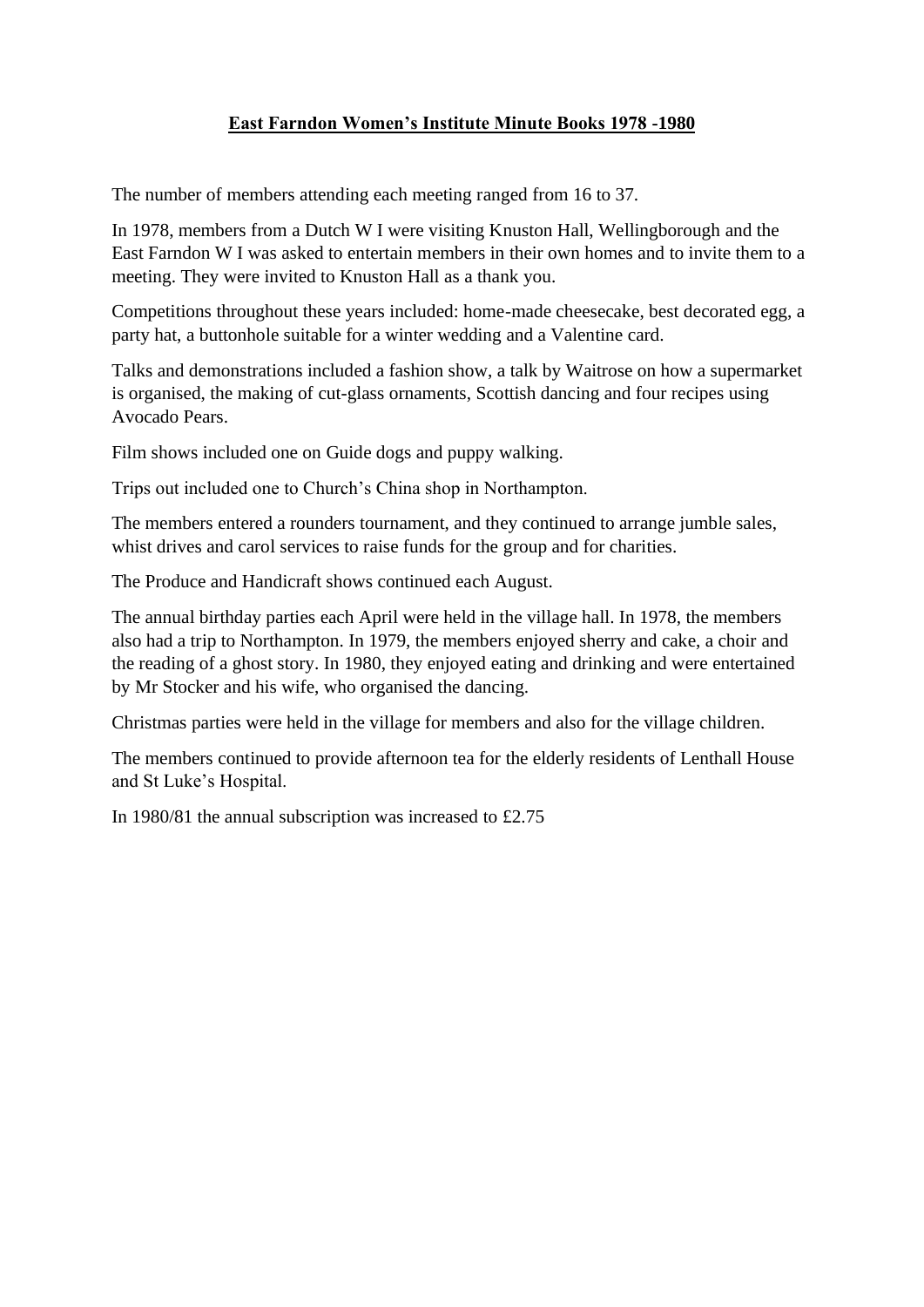# East Farndon Women's Institute Minute Books 1978 -1980

The number of members attending each meeting ranged from 16 to 37.

In 1978, members from a Dutch W I were visiting Knuston Hall, Wellingborough and the East Farndon W I was asked to entertain members in their own homes and to invite them to a meeting. They were invited to Knuston Hall as a thank you.

Competitions throughout these years included: home-made cheesecake, best decorated egg, a party hat, a buttonhole suitable for a winter wedding and a Valentine card.

Talks and demonstrations included a fashion show, a talk by Waitrose on how a supermarket is organised, the making of cut-glass ornaments, Scottish dancing and four recipes using Avocado Pears.

Film shows included one on Guide dogs and puppy walking.

Trips out included one to Church's China shop in Northampton.

The members entered a rounders tournament, and they continued to arrange jumble sales, whist drives and carol services to raise funds for the group and for charities.

The Produce and Handicraft shows continued each August.

The annual birthday parties each April were held in the village hall. In 1978, the members also had a trip to Northampton. In 1979, the members enjoyed sherry and cake, a choir and the reading of a ghost story. In 1980, they enjoyed eating and drinking and were entertained by Mr Stocker and his wife, who organised the dancing.

Christmas parties were held in the village for members and also for the village children.

The members continued to provide afternoon tea for the elderly residents of Lenthall House and St Luke's Hospital.

In 1980/81 the annual subscription was increased to £2.75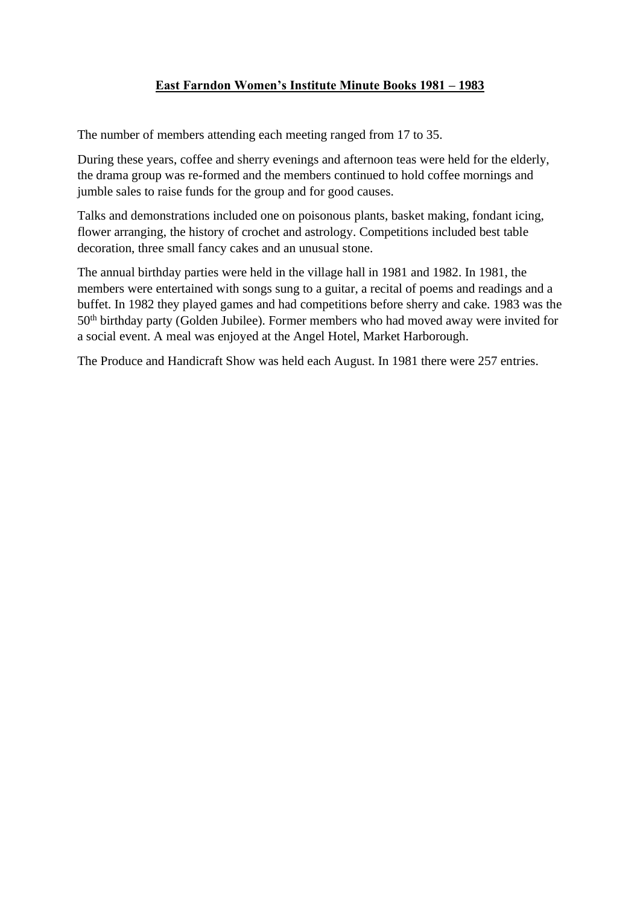## East Farndon Women's Institute Minute Books 1981 – 1983

The number of members attending each meeting ranged from 17 to 35.

During these years, coffee and sherry evenings and afternoon teas were held for the elderly, the drama group was re-formed and the members continued to hold coffee mornings and jumble sales to raise funds for the group and for good causes.

Talks and demonstrations included one on poisonous plants, basket making, fondant icing, flower arranging, the history of crochet and astrology. Competitions included best table decoration, three small fancy cakes and an unusual stone.

The annual birthday parties were held in the village hall in 1981 and 1982. In 1981, the members were entertained with songs sung to a guitar, a recital of poems and readings and a buffet. In 1982 they played games and had competitions before sherry and cake. 1983 was the 50th birthday party (Golden Jubilee). Former members who had moved away were invited for a social event. A meal was enjoyed at the Angel Hotel, Market Harborough.

The Produce and Handicraft Show was held each August. In 1981 there were 257 entries.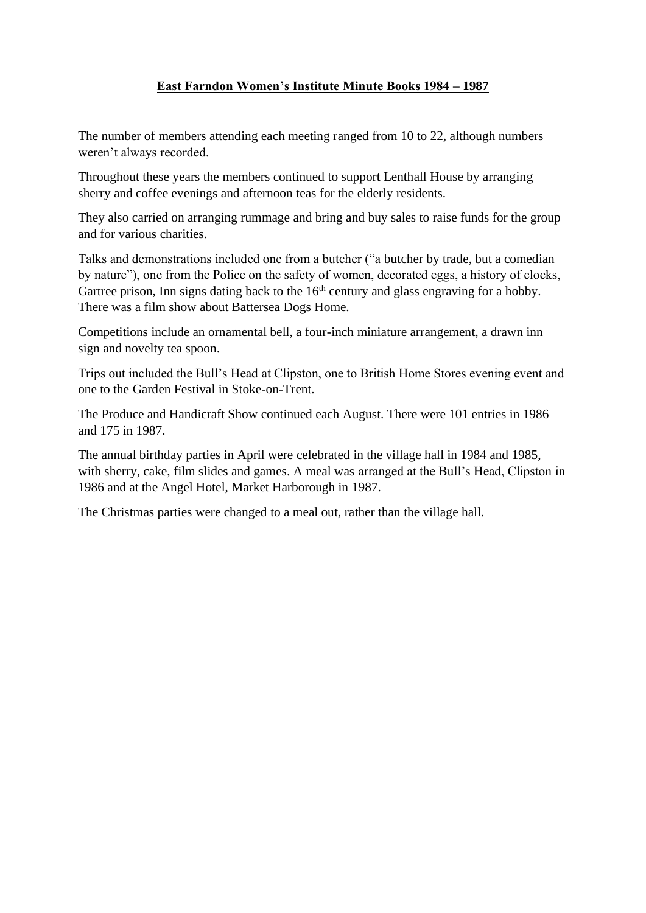**East Farndon Women's Institute Minute Books 1984 – 1987**

The number of members attending each meeting ranged from 10 to 22, although numbers weren't always recorded.

Throughout these years the members continued to support Lenthall House by arranging sherry and coffee evenings and afternoon teas for the elderly residents.

They also carried on arranging rummage and bring and buy sales to raise funds for the group and for various charities.

Talks and demonstrations included one from a butcher ("a butcher by trade, but a comedian by nature"), one from the Police on the safety of women, decorated eggs, a history of clocks, Gartree prison, Inn signs dating back to the 16th century and glass engraving for a hobby. There was a film show about Battersea Dogs Home.

Competitions include an ornamental bell, a four-inch miniature arrangement, a drawn inn sign and novelty tea spoon.

Trips out included the Bull's Head at Clipston, one to British Home Stores evening event and one to the Garden Festival in Stoke-on-Trent.

The Produce and Handicraft Show continued each August. There were 101 entries in 1986 and 175 in 1987.

The annual birthday parties in April were celebrated in the village hall in 1984 and 1985, with sherry, cake, film slides and games. A meal was arranged at the Bull's Head, Clipston in 1986 and at the Angel Hotel, Market Harborough in 1987.

The Christmas parties were changed to a meal out, rather than the village hall.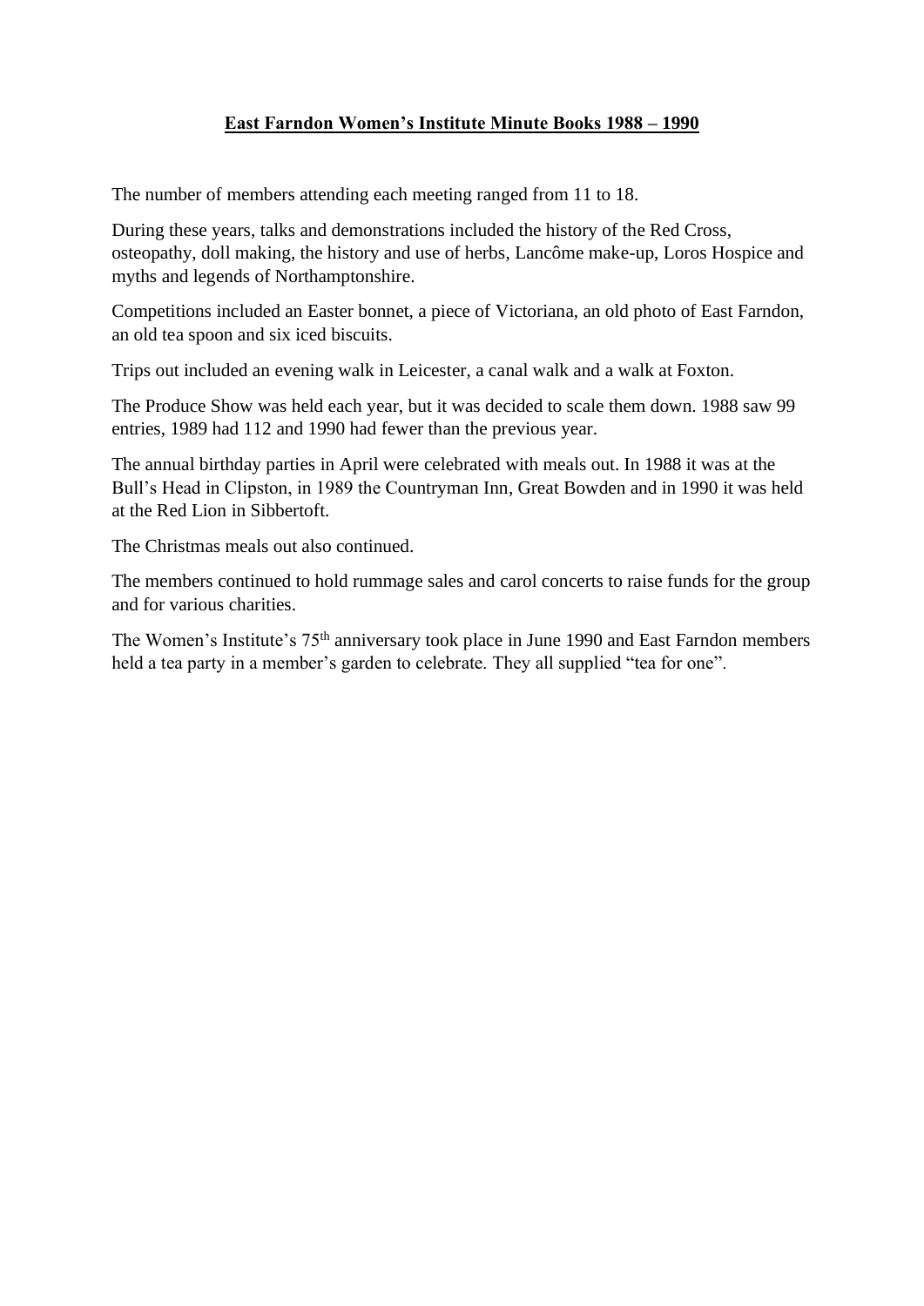## East Farndon Women's Institute Minute Books 1988 – 1990

The number of members attending each meeting ranged from 11 to 18.

During these years, talks and demonstrations included the history of the Red Cross, osteopathy, doll making, the history and use of herbs, Lancôme make-up, Loros Hospice and myths and legends of Northamptonshire.

Competitions included an Easter bonnet, a piece of Victoriana, an old photo of East Farndon, an old tea spoon and six iced biscuits.

Trips out included an evening walk in Leicester, a canal walk and a walk at Foxton.

The Produce Show was held each year, but it was decided to scale them down. 1988 saw 99 entries, 1989 had 112 and 1990 had fewer than the previous year.

The annual birthday parties in April were celebrated with meals out. In 1988 it was at the Bull's Head in Clipston, in 1989 the Countryman Inn, Great Bowden and in 1990 it was held at the Red Lion in Sibbertoft.

The Christmas meals out also continued.

The members continued to hold rummage sales and carol concerts to raise funds for the group and for various charities.

The Women's Institute's 75th anniversary took place in June 1990 and East Farndon members held a tea party in a member's garden to celebrate. They all supplied "tea for one".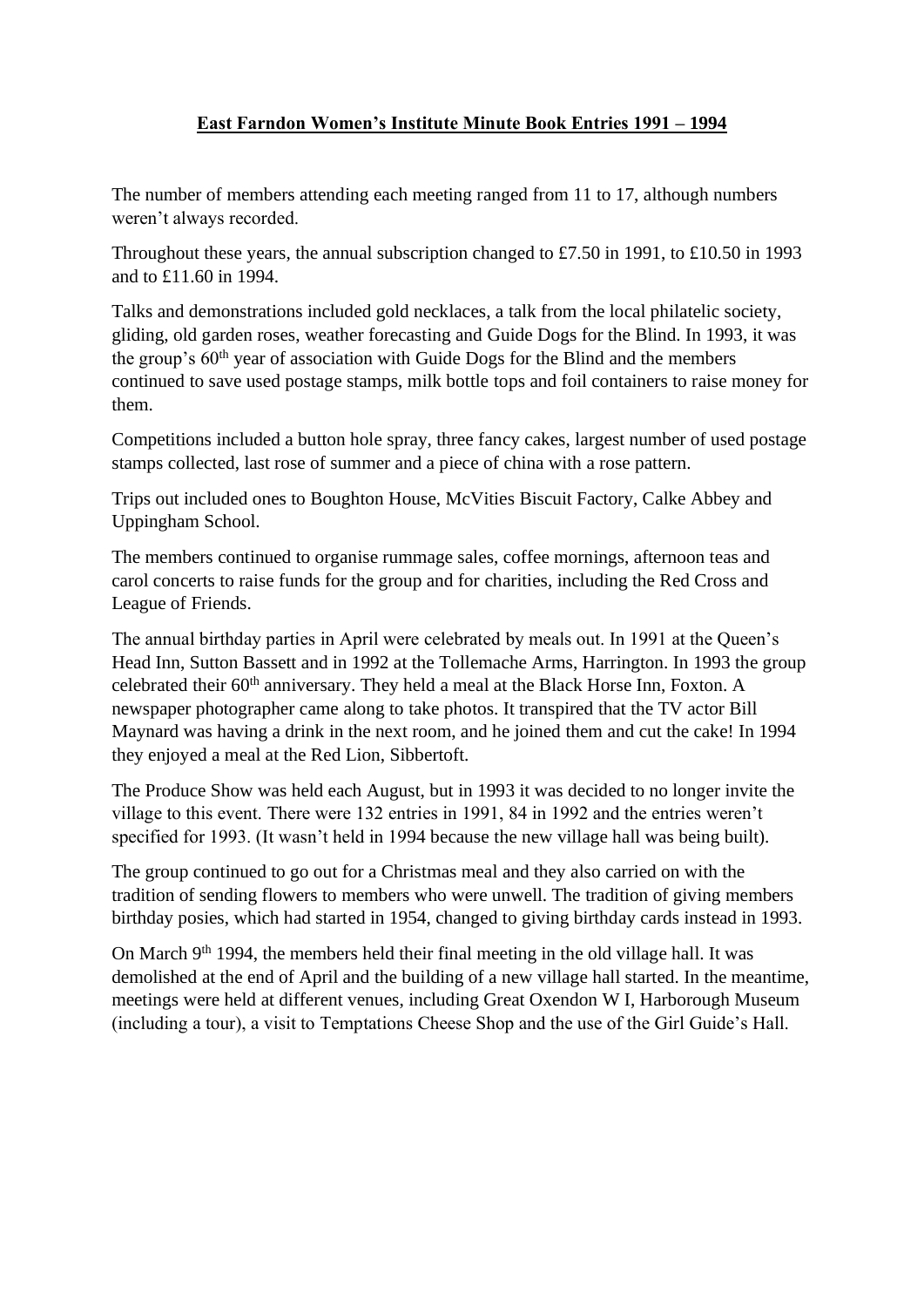# East Farndon Women's Institute Minute Book Entries 1991 – 1994

The number of members attending each meeting ranged from 11 to 17, although numbers weren't always recorded.

Throughout these years, the annual subscription changed to £7.50 in 1991, to £10.50 in 1993 and to £11.60 in 1994.

Talks and demonstrations included gold necklaces, a talk from the local philatelic society, gliding, old garden roses, weather forecasting and Guide Dogs for the Blind. In 1993, it was the group's 60th year of association with Guide Dogs for the Blind and the members continued to save used postage stamps, milk bottle tops and foil containers to raise money for them.

Competitions included a button hole spray, three fancy cakes, largest number of used postage stamps collected, last rose of summer and a piece of china with a rose pattern.

Trips out included ones to Boughton House, McVities Biscuit Factory, Calke Abbey and Uppingham School.

The members continued to organise rummage sales, coffee mornings, afternoon teas and carol concerts to raise funds for the group and for charities, including the Red Cross and League of Friends.

The annual birthday parties in April were celebrated by meals out. In 1991 at the Queen's Head Inn, Sutton Bassett and in 1992 at the Tollemache Arms, Harrington. In 1993 the group celebrated their 60th anniversary. They held a meal at the Black Horse Inn, Foxton. A newspaper photographer came along to take photos. It transpired that the TV actor Bill Maynard was having a drink in the next room, and he joined them and cut the cake! In 1994 they enjoyed a meal at the Red Lion, Sibbertoft.

The Produce Show was held each August, but in 1993 it was decided to no longer invite the village to this event. There were 132 entries in 1991, 84 in 1992 and the entries weren't specified for 1993. (It wasn't held in 1994 because the new village hall was being built).

The group continued to go out for a Christmas meal and they also carried on with the tradition of sending flowers to members who were unwell. The tradition of giving members birthday posies, which had started in 1954, changed to giving birthday cards instead in 1993.

On March 9th 1994, the members held their final meeting in the old village hall. It was demolished at the end of April and the building of a new village hall started. In the meantime, meetings were held at different venues, including Great Oxendon W I, Harborough Museum (including a tour), a visit to Temptations Cheese Shop and the use of the Girl Guide's Hall.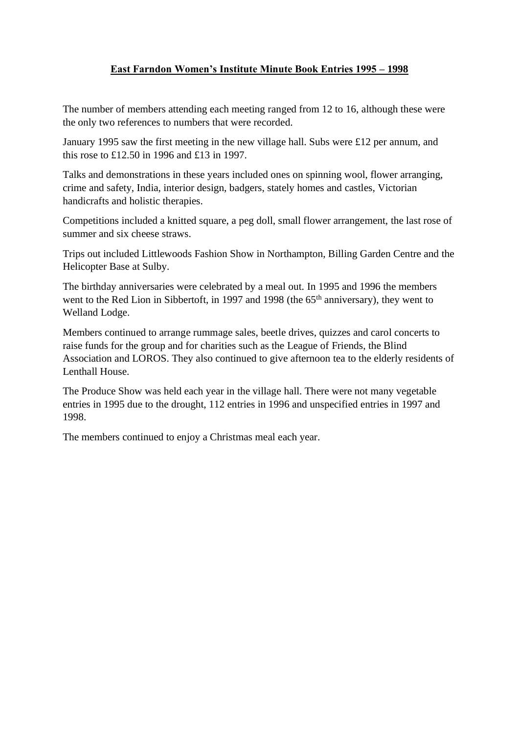## East Farndon Women's Institute Minute Book Entries 1995 – 1998

The number of members attending each meeting ranged from 12 to 16, although these were the only two references to numbers that were recorded.

January 1995 saw the first meeting in the new village hall. Subs were £12 per annum, and this rose to £12.50 in 1996 and £13 in 1997.

Talks and demonstrations in these years included ones on spinning wool, flower arranging, crime and safety, India, interior design, badgers, stately homes and castles, Victorian handicrafts and holistic therapies.

Competitions included a knitted square, a peg doll, small flower arrangement, the last rose of summer and six cheese straws.

Trips out included Littlewoods Fashion Show in Northampton, Billing Garden Centre and the Helicopter Base at Sulby.

The birthday anniversaries were celebrated by a meal out. In 1995 and 1996 the members went to the Red Lion in Sibbertoft, in 1997 and 1998 (the 65th anniversary), they went to Welland Lodge.

Members continued to arrange rummage sales, beetle drives, quizzes and carol concerts to raise funds for the group and for charities such as the League of Friends, the Blind Association and LOROS. They also continued to give afternoon tea to the elderly residents of Lenthall House.

The Produce Show was held each year in the village hall. There were not many vegetable entries in 1995 due to the drought, 112 entries in 1996 and unspecified entries in 1997 and 1998.

The members continued to enjoy a Christmas meal each year.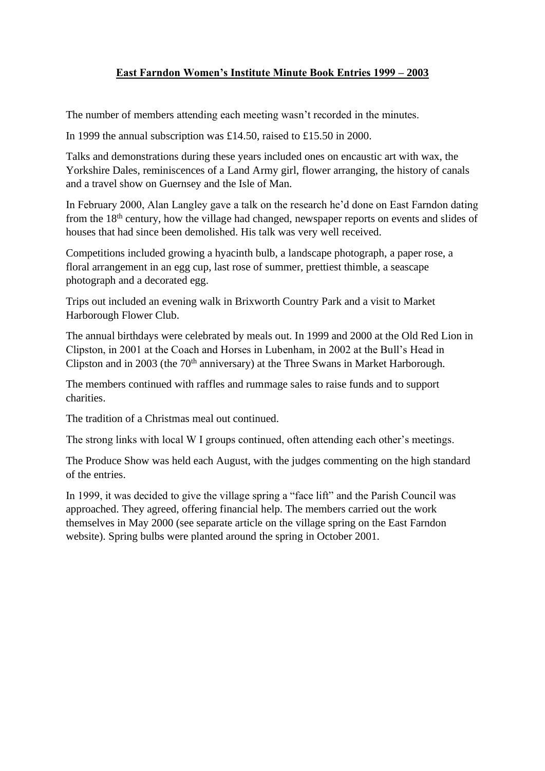## East Farndon Women's Institute Minute Book Entries 1999 – 2003

The number of members attending each meeting wasn't recorded in the minutes.

In 1999 the annual subscription was £14.50, raised to £15.50 in 2000.

Talks and demonstrations during these years included ones on encaustic art with wax, the Yorkshire Dales, reminiscences of a Land Army girl, flower arranging, the history of canals and a travel show on Guernsey and the Isle of Man.

In February 2000, Alan Langley gave a talk on the research he'd done on East Farndon dating from the 18th century, how the village had changed, newspaper reports on events and slides of houses that had since been demolished. His talk was very well received.

Competitions included growing a hyacinth bulb, a landscape photograph, a paper rose, a floral arrangement in an egg cup, last rose of summer, prettiest thimble, a seascape photograph and a decorated egg.

Trips out included an evening walk in Brixworth Country Park and a visit to Market Harborough Flower Club.

The annual birthdays were celebrated by meals out. In 1999 and 2000 at the Old Red Lion in Clipston, in 2001 at the Coach and Horses in Lubenham, in 2002 at the Bull's Head in Clipston and in 2003 (the 70th anniversary) at the Three Swans in Market Harborough.

The members continued with raffles and rummage sales to raise funds and to support charities.

The tradition of a Christmas meal out continued.

The strong links with local W I groups continued, often attending each other's meetings.

The Produce Show was held each August, with the judges commenting on the high standard of the entries.

In 1999, it was decided to give the village spring a "face lift" and the Parish Council was approached. They agreed, offering financial help. The members carried out the work themselves in May 2000 (see separate article on the village spring on the East Farndon website). Spring bulbs were planted around the spring in October 2001.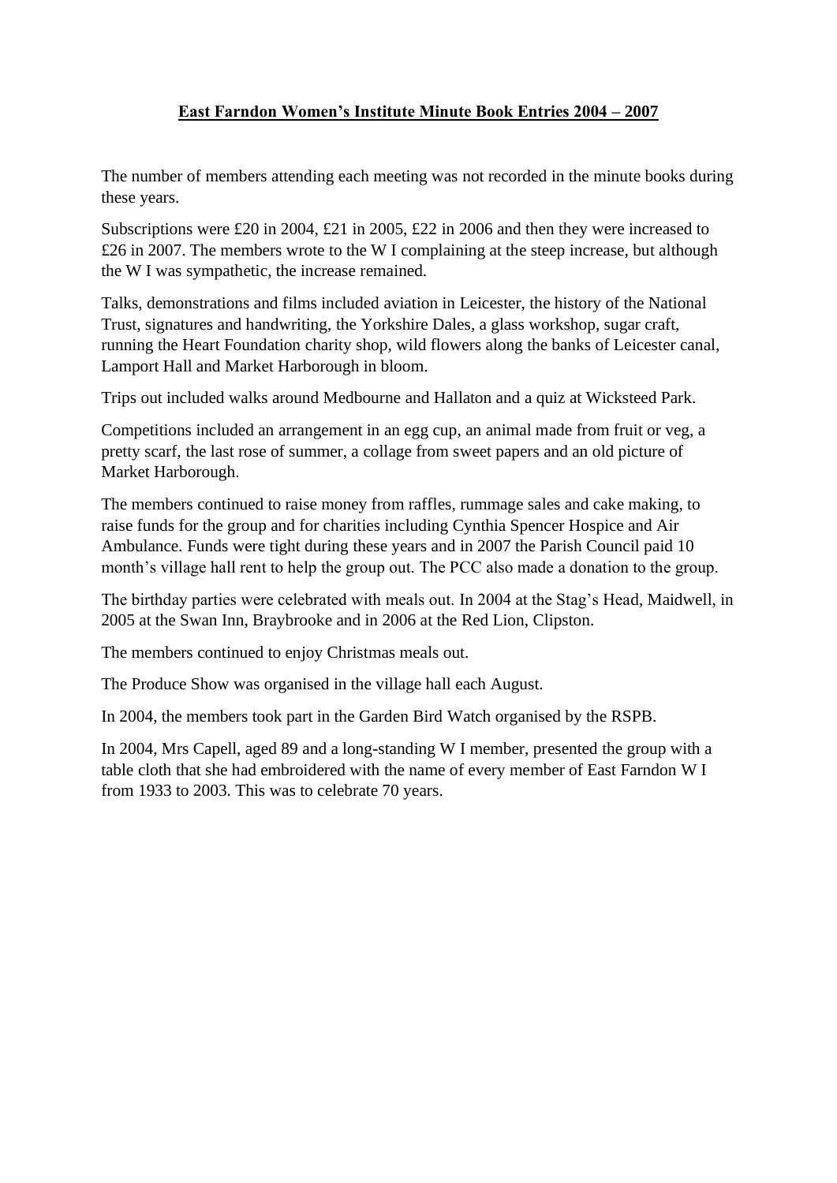# **East Farndon Women's Institute Minute Book Entries 2004 – 2007**

The number of members attending each meeting was not recorded in the minute books during these years.

Subscriptions were £20 in 2004, £21 in 2005, £22 in 2006 and then they were increased to £26 in 2007. The members wrote to the W I complaining at the steep increase, but although the W I was sympathetic, the increase remained.

Talks, demonstrations and films included aviation in Leicester, the history of the National Trust, signatures and handwriting, the Yorkshire Dales, a glass workshop, sugar craft, running the Heart Foundation charity shop, wild flowers along the banks of Leicester canal, Lamport Hall and Market Harborough in bloom.

Trips out included walks around Medbourne and Hallaton and a quiz at Wicksteed Park.

Competitions included an arrangement in an egg cup, an animal made from fruit or veg, a pretty scarf, the last rose of summer, a collage from sweet papers and an old picture of Market Harborough.

The members continued to raise money from raffles, rummage sales and cake making, to raise funds for the group and for charities including Cynthia Spencer Hospice and Air Ambulance. Funds were tight during these years and in 2007 the Parish Council paid 10 month's village hall rent to help the group out. The PCC also made a donation to the group.

The birthday parties were celebrated with meals out. In 2004 at the Stag's Head, Maidwell, in 2005 at the Swan Inn, Braybrooke and in 2006 at the Red Lion, Clipston.

The members continued to enjoy Christmas meals out.

The Produce Show was organised in the village hall each August.

In 2004, the members took part in the Garden Bird Watch organised by the RSPB.

In 2004, Mrs Capell, aged 89 and a long-standing W I member, presented the group with a table cloth that she had embroidered with the name of every member of East Farndon W I from 1933 to 2003. This was to celebrate 70 years.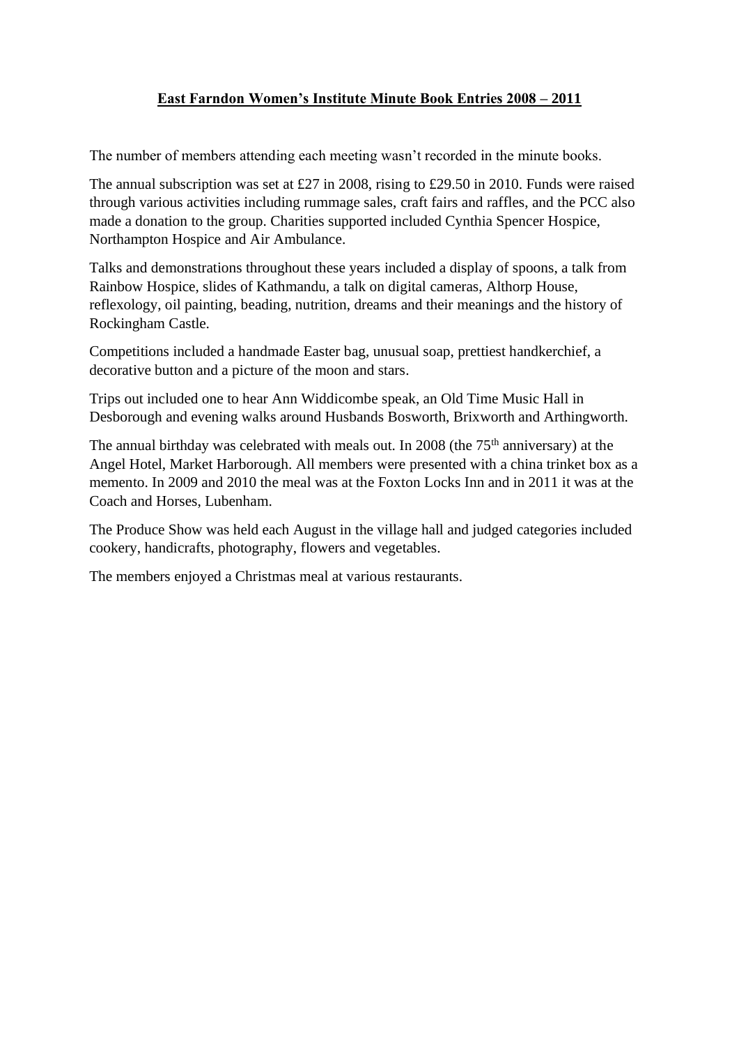## East Farndon Women's Institute Minute Book Entries 2008 – 2011

The number of members attending each meeting wasn't recorded in the minute books.

The annual subscription was set at £27 in 2008, rising to £29.50 in 2010. Funds were raised through various activities including rummage sales, craft fairs and raffles, and the PCC also made a donation to the group. Charities supported included Cynthia Spencer Hospice, Northampton Hospice and Air Ambulance.

Talks and demonstrations throughout these years included a display of spoons, a talk from Rainbow Hospice, slides of Kathmandu, a talk on digital cameras, Althorp House, reflexology, oil painting, beading, nutrition, dreams and their meanings and the history of Rockingham Castle.

Competitions included a handmade Easter bag, unusual soap, prettiest handkerchief, a decorative button and a picture of the moon and stars.

Trips out included one to hear Ann Widdicombe speak, an Old Time Music Hall in Desborough and evening walks around Husbands Bosworth, Brixworth and Arthingworth.

The annual birthday was celebrated with meals out. In 2008 (the 75th anniversary) at the Angel Hotel, Market Harborough. All members were presented with a china trinket box as a memento. In 2009 and 2010 the meal was at the Foxton Locks Inn and in 2011 it was at the Coach and Horses, Lubenham.

The Produce Show was held each August in the village hall and judged categories included cookery, handicrafts, photography, flowers and vegetables.

The members enjoyed a Christmas meal at various restaurants.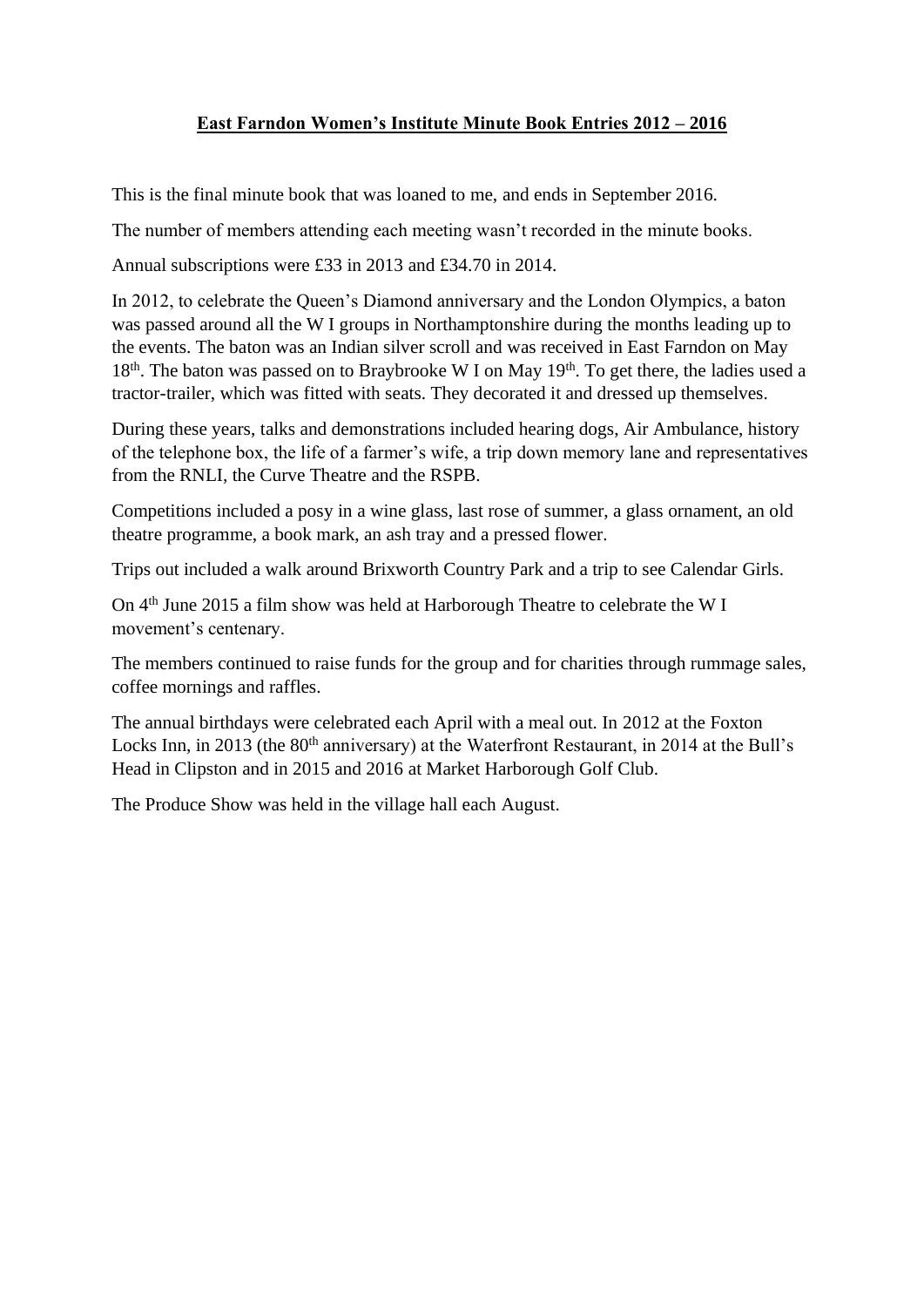**East Farndon Women's Institute Minute Book Entries 2012 – 2016**

This is the final minute book that was loaned to me, and ends in September 2016.

The number of members attending each meeting wasn't recorded in the minute books.

Annual subscriptions were £33 in 2013 and £34.70 in 2014.

In 2012, to celebrate the Queen's Diamond anniversary and the London Olympics, a baton was passed around all the W I groups in Northamptonshire during the months leading up to the events. The baton was an Indian silver scroll and was received in East Farndon on May 18th. The baton was passed on to Braybrooke W I on May 19th. To get there, the ladies used a tractor-trailer, which was fitted with seats. They decorated it and dressed up themselves.

During these years, talks and demonstrations included hearing dogs, Air Ambulance, history of the telephone box, the life of a farmer's wife, a trip down memory lane and representatives from the RNLI, the Curve Theatre and the RSPB.

Competitions included a posy in a wine glass, last rose of summer, a glass ornament, an old theatre programme, a book mark, an ash tray and a pressed flower.

Trips out included a walk around Brixworth Country Park and a trip to see Calendar Girls.

On 4th June 2015 a film show was held at Harborough Theatre to celebrate the W I movement's centenary.

The members continued to raise funds for the group and for charities through rummage sales, coffee mornings and raffles.

The annual birthdays were celebrated each April with a meal out. In 2012 at the Foxton Locks Inn, in 2013 (the 80th anniversary) at the Waterfront Restaurant, in 2014 at the Bull's Head in Clipston and in 2015 and 2016 at Market Harborough Golf Club.

The Produce Show was held in the village hall each August.